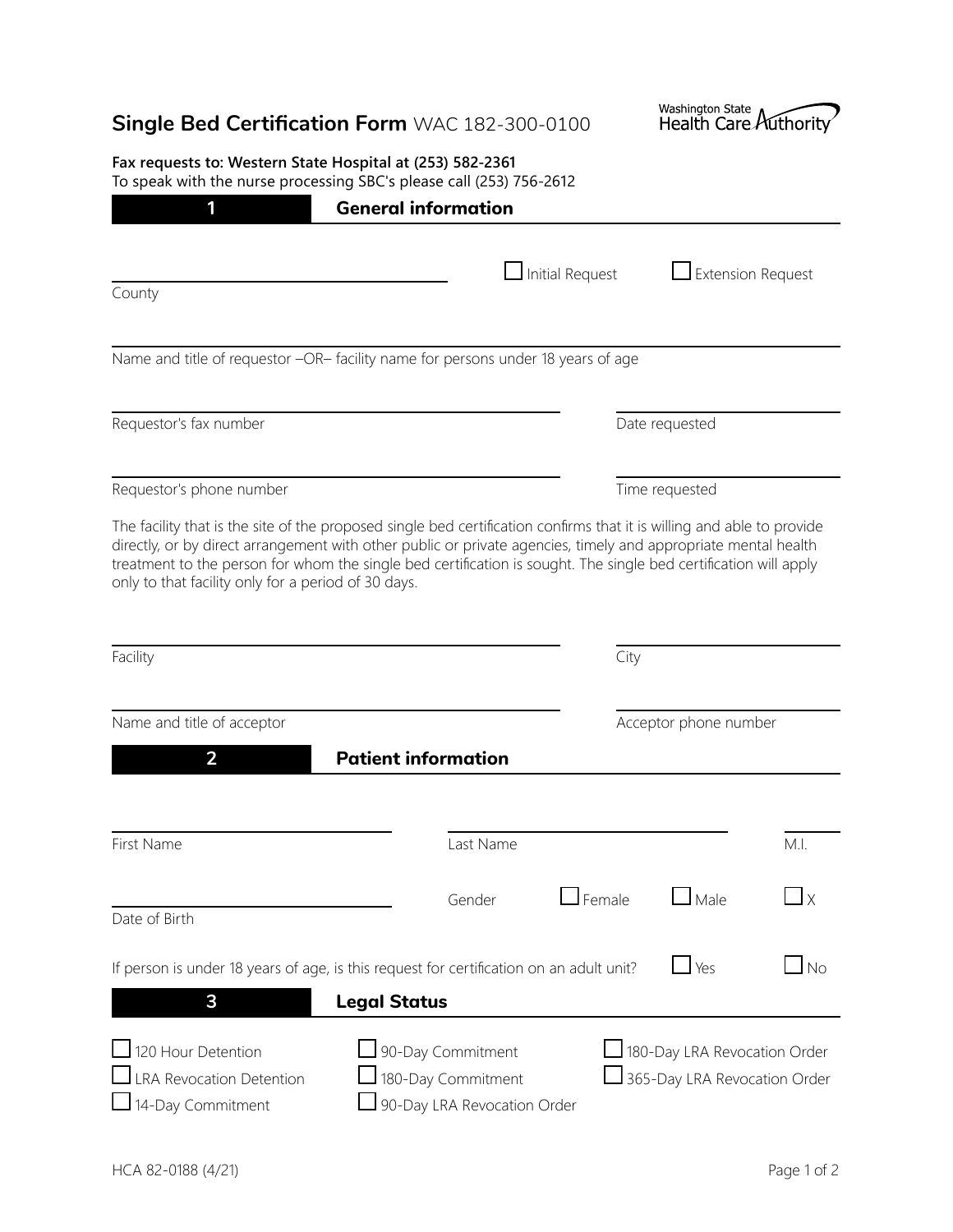# Single Bed Certification Form WAC 182-300-0100

Washington State Health Care Authority

**Fax requests to: Western State Hospital at (253) 582-2361**
To speak with the nurse processing SBC's please call (253) 756-2612

## 1 General information

County ____________________ ☐ Initial Request ☐ Extension Request

Name and title of requestor –OR– facility name for persons under 18 years of age ____________________

Requestor's fax number ____________________ Date requested ____________________

Requestor's phone number ____________________ Time requested ____________________

The facility that is the site of the proposed single bed certification confirms that it is willing and able to provide directly, or by direct arrangement with other public or private agencies, timely and appropriate mental health treatment to the person for whom the single bed certification is sought. The single bed certification will apply only to that facility only for a period of 30 days.

Facility ____________________ City ____________________

Name and title of acceptor ____________________ Acceptor phone number ____________________

## 2 Patient information

First Name ____________________ Last Name ____________________ M.I. ____

Date of Birth ____________________ Gender ☐ Female ☐ Male ☐ X

If person is under 18 years of age, is this request for certification on an adult unit? ☐ Yes ☐ No

## 3 Legal Status

- ☐ 120 Hour Detention
- ☐ LRA Revocation Detention
- ☐ 14-Day Commitment
- ☐ 90-Day Commitment
- ☐ 180-Day Commitment
- ☐ 90-Day LRA Revocation Order
- ☐ 180-Day LRA Revocation Order
- ☐ 365-Day LRA Revocation Order

HCA 82-0188 (4/21)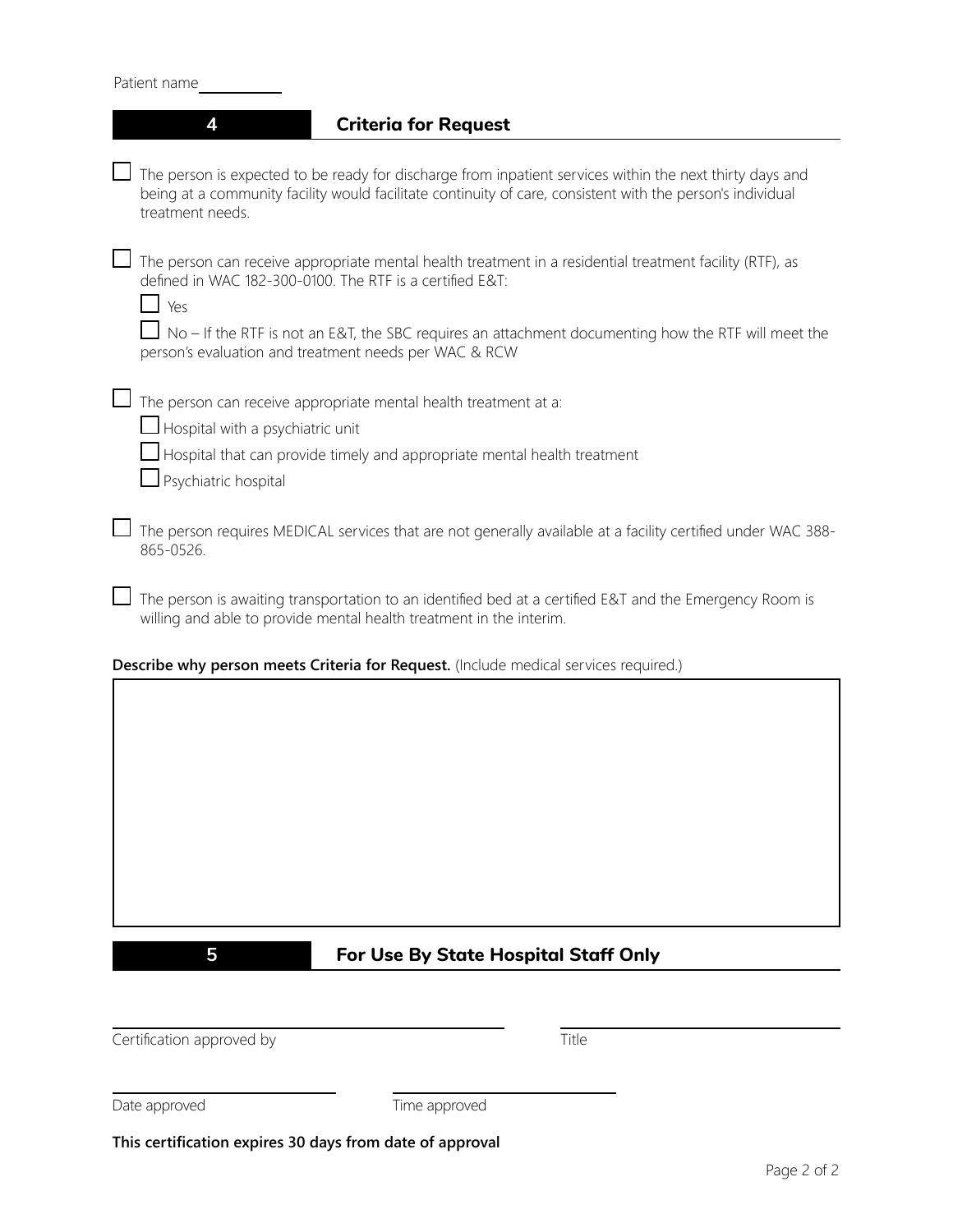Patient name

## 4 Criteria for Request

- ☐ The person is expected to be ready for discharge from inpatient services within the next thirty days and being at a community facility would facilitate continuity of care, consistent with the person's individual treatment needs.

- ☐ The person can receive appropriate mental health treatment in a residential treatment facility (RTF), as defined in WAC 182-300-0100. The RTF is a certified E&T:
  - ☐ Yes
  - ☐ No – If the RTF is not an E&T, the SBC requires an attachment documenting how the RTF will meet the person's evaluation and treatment needs per WAC & RCW

- ☐ The person can receive appropriate mental health treatment at a:
  - ☐ Hospital with a psychiatric unit
  - ☐ Hospital that can provide timely and appropriate mental health treatment
  - ☐ Psychiatric hospital

- ☐ The person requires MEDICAL services that are not generally available at a facility certified under WAC 388-865-0526.

- ☐ The person is awaiting transportation to an identified bed at a certified E&T and the Emergency Room is willing and able to provide mental health treatment in the interim.

**Describe why person meets Criteria for Request.** (Include medical services required.)

## 5 For Use By State Hospital Staff Only

Certification approved by

Title

Date approved

Time approved

**This certification expires 30 days from date of approval**